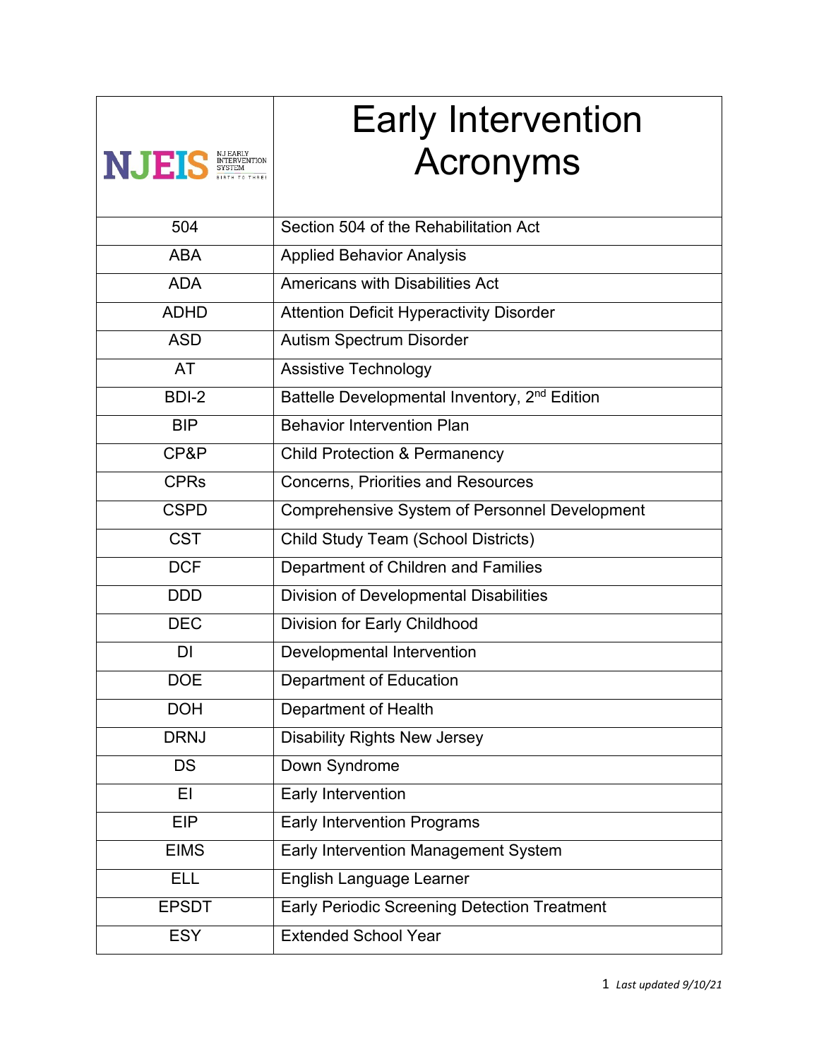| NJEIS NJ EARLY INTERVENTION SYSTEM BIRTH TO THREE | Early Intervention Acronyms |
|---|---|
| 504 | Section 504 of the Rehabilitation Act |
| ABA | Applied Behavior Analysis |
| ADA | Americans with Disabilities Act |
| ADHD | Attention Deficit Hyperactivity Disorder |
| ASD | Autism Spectrum Disorder |
| AT | Assistive Technology |
| BDI-2 | Battelle Developmental Inventory, 2nd Edition |
| BIP | Behavior Intervention Plan |
| CP&P | Child Protection & Permanency |
| CPRs | Concerns, Priorities and Resources |
| CSPD | Comprehensive System of Personnel Development |
| CST | Child Study Team (School Districts) |
| DCF | Department of Children and Families |
| DDD | Division of Developmental Disabilities |
| DEC | Division for Early Childhood |
| DI | Developmental Intervention |
| DOE | Department of Education |
| DOH | Department of Health |
| DRNJ | Disability Rights New Jersey |
| DS | Down Syndrome |
| EI | Early Intervention |
| EIP | Early Intervention Programs |
| EIMS | Early Intervention Management System |
| ELL | English Language Learner |
| EPSDT | Early Periodic Screening Detection Treatment |
| ESY | Extended School Year |

*Last updated 9/10/21*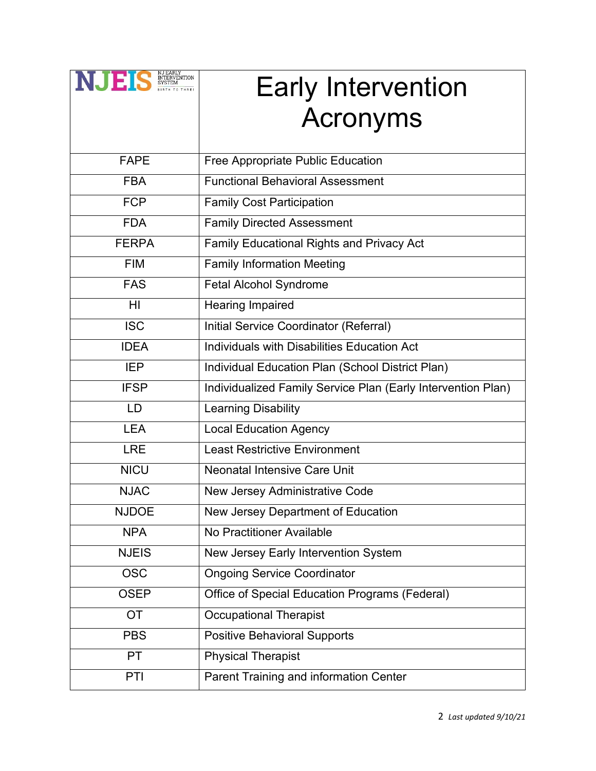| NJEIS NJ EARLY INTERVENTION SYSTEM BIRTH TO THREE | Early Intervention Acronyms |
|---|---|
| FAPE | Free Appropriate Public Education |
| FBA | Functional Behavioral Assessment |
| FCP | Family Cost Participation |
| FDA | Family Directed Assessment |
| FERPA | Family Educational Rights and Privacy Act |
| FIM | Family Information Meeting |
| FAS | Fetal Alcohol Syndrome |
| HI | Hearing Impaired |
| ISC | Initial Service Coordinator (Referral) |
| IDEA | Individuals with Disabilities Education Act |
| IEP | Individual Education Plan (School District Plan) |
| IFSP | Individualized Family Service Plan (Early Intervention Plan) |
| LD | Learning Disability |
| LEA | Local Education Agency |
| LRE | Least Restrictive Environment |
| NICU | Neonatal Intensive Care Unit |
| NJAC | New Jersey Administrative Code |
| NJDOE | New Jersey Department of Education |
| NPA | No Practitioner Available |
| NJEIS | New Jersey Early Intervention System |
| OSC | Ongoing Service Coordinator |
| OSEP | Office of Special Education Programs (Federal) |
| OT | Occupational Therapist |
| PBS | Positive Behavioral Supports |
| PT | Physical Therapist |
| PTI | Parent Training and information Center |

*Last updated 9/10/21*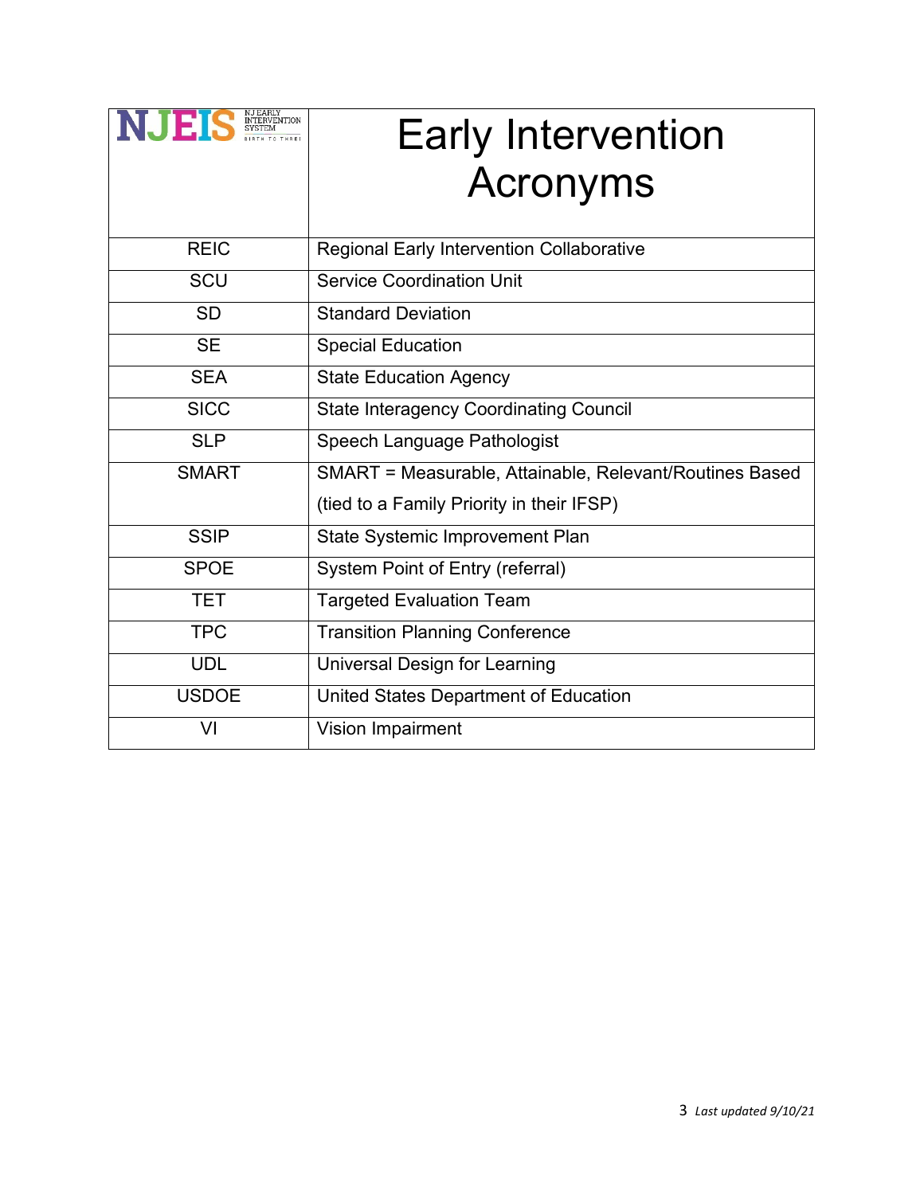| NJEIS NJ EARLY INTERVENTION SYSTEM BIRTH TO THREE | Early Intervention Acronyms |
|---|---|
| REIC | Regional Early Intervention Collaborative |
| SCU | Service Coordination Unit |
| SD | Standard Deviation |
| SE | Special Education |
| SEA | State Education Agency |
| SICC | State Interagency Coordinating Council |
| SLP | Speech Language Pathologist |
| SMART | SMART = Measurable, Attainable, Relevant/Routines Based (tied to a Family Priority in their IFSP) |
| SSIP | State Systemic Improvement Plan |
| SPOE | System Point of Entry (referral) |
| TET | Targeted Evaluation Team |
| TPC | Transition Planning Conference |
| UDL | Universal Design for Learning |
| USDOE | United States Department of Education |
| VI | Vision Impairment |

*Last updated 9/10/21*